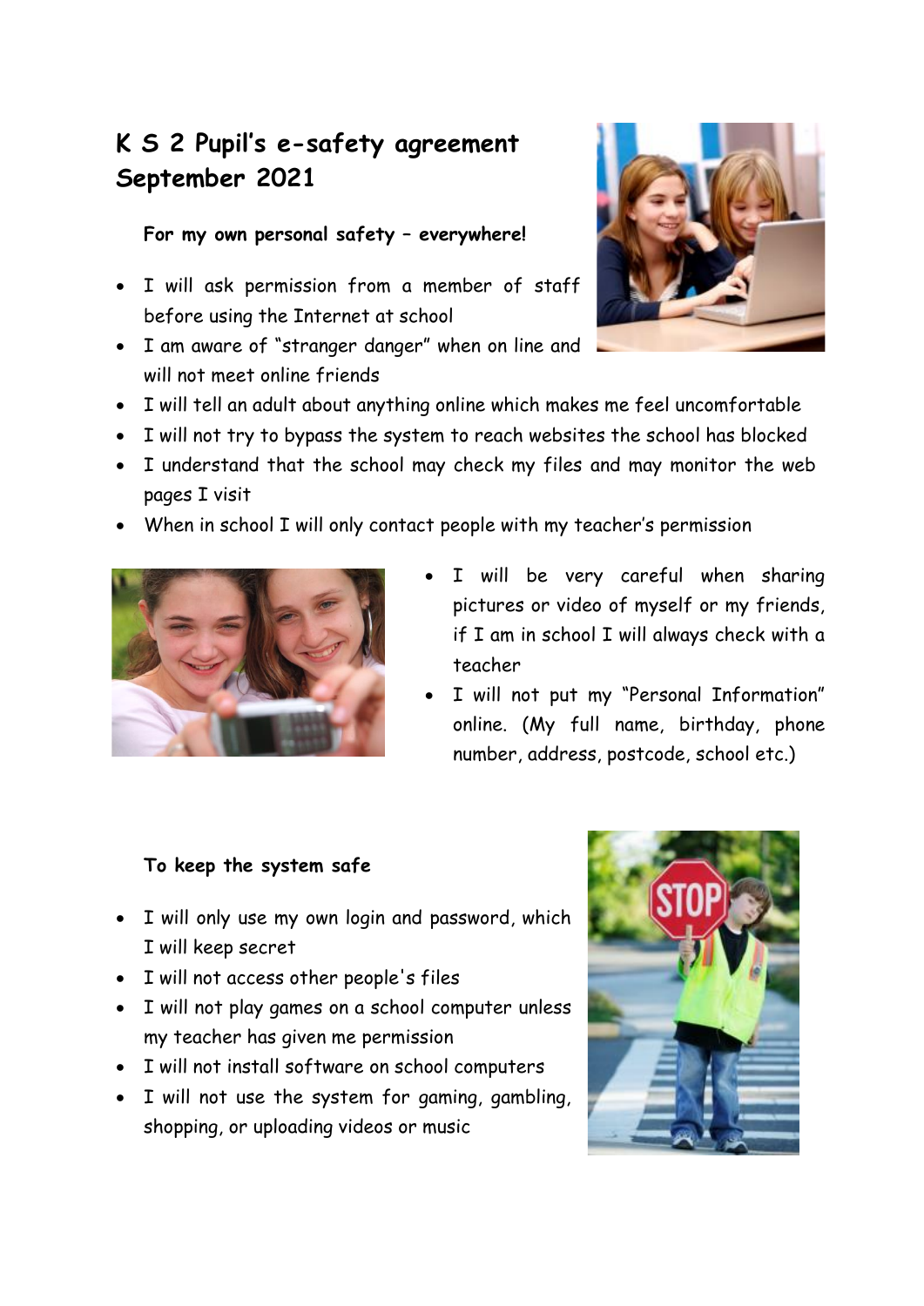# K S 2 Pupil's e-safety agreement September 2021

**For my own personal safety – everywhere!**

- I will ask permission from a member of staff before using the Internet at school
- I am aware of "stranger danger" when on line and will not meet online friends
- I will tell an adult about anything online which makes me feel uncomfortable
- I will not try to bypass the system to reach websites the school has blocked
- I understand that the school may check my files and may monitor the web pages I visit
- When in school I will only contact people with my teacher's permission
- I will be very careful when sharing pictures or video of myself or my friends, if I am in school I will always check with a teacher
- I will not put my "Personal Information" online. (My full name, birthday, phone number, address, postcode, school etc.)

**To keep the system safe**

- I will only use my own login and password, which I will keep secret
- I will not access other people's files
- I will not play games on a school computer unless my teacher has given me permission
- I will not install software on school computers
- I will not use the system for gaming, gambling, shopping, or uploading videos or music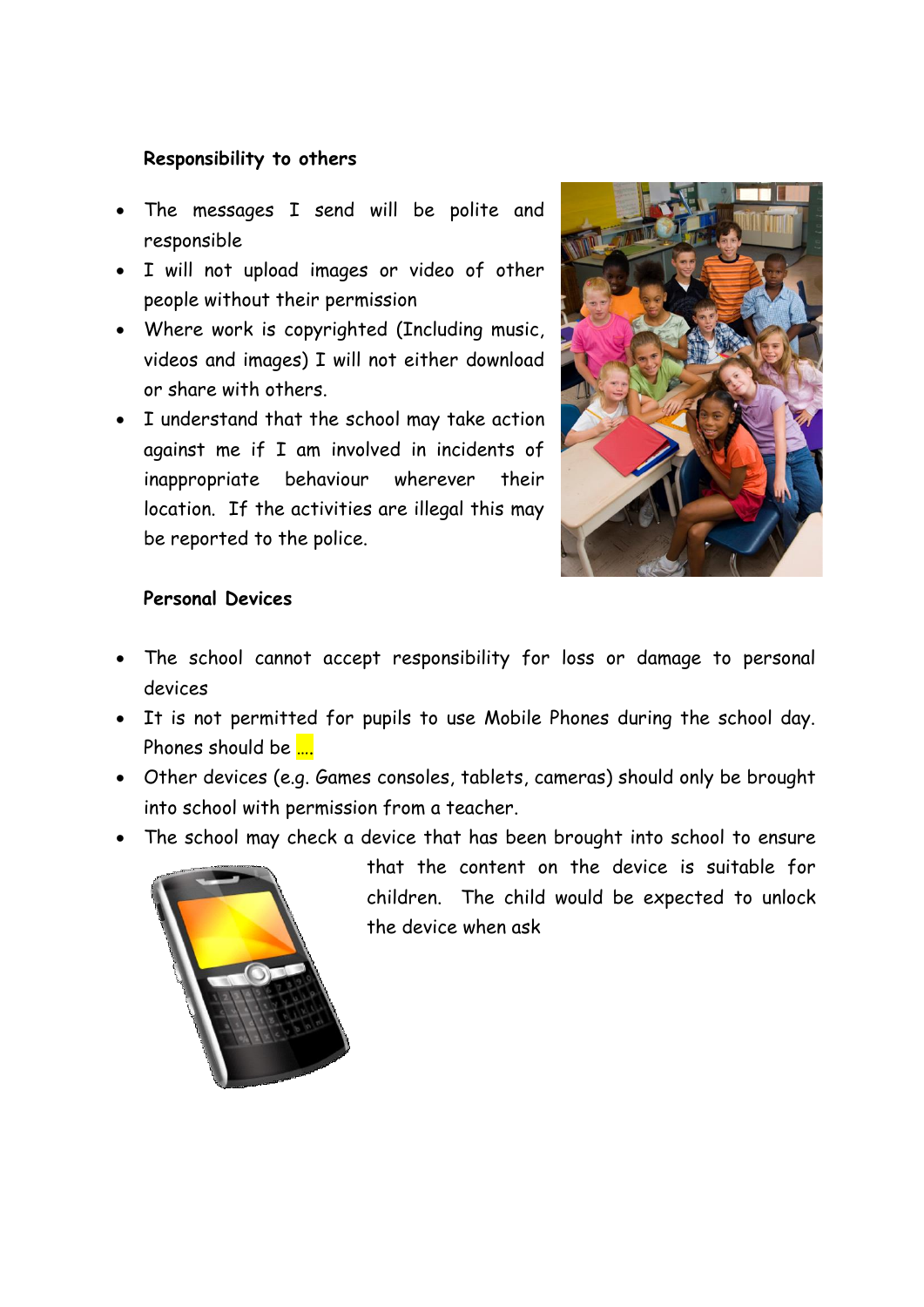**Responsibility to others**

- The messages I send will be polite and responsible
- I will not upload images or video of other people without their permission
- Where work is copyrighted (Including music, videos and images) I will not either download or share with others.
- I understand that the school may take action against me if I am involved in incidents of inappropriate behaviour wherever their location. If the activities are illegal this may be reported to the police.

**Personal Devices**

- The school cannot accept responsibility for loss or damage to personal devices
- It is not permitted for pupils to use Mobile Phones during the school day. Phones should be ....
- Other devices (e.g. Games consoles, tablets, cameras) should only be brought into school with permission from a teacher.
- The school may check a device that has been brought into school to ensure that the content on the device is suitable for children. The child would be expected to unlock the device when ask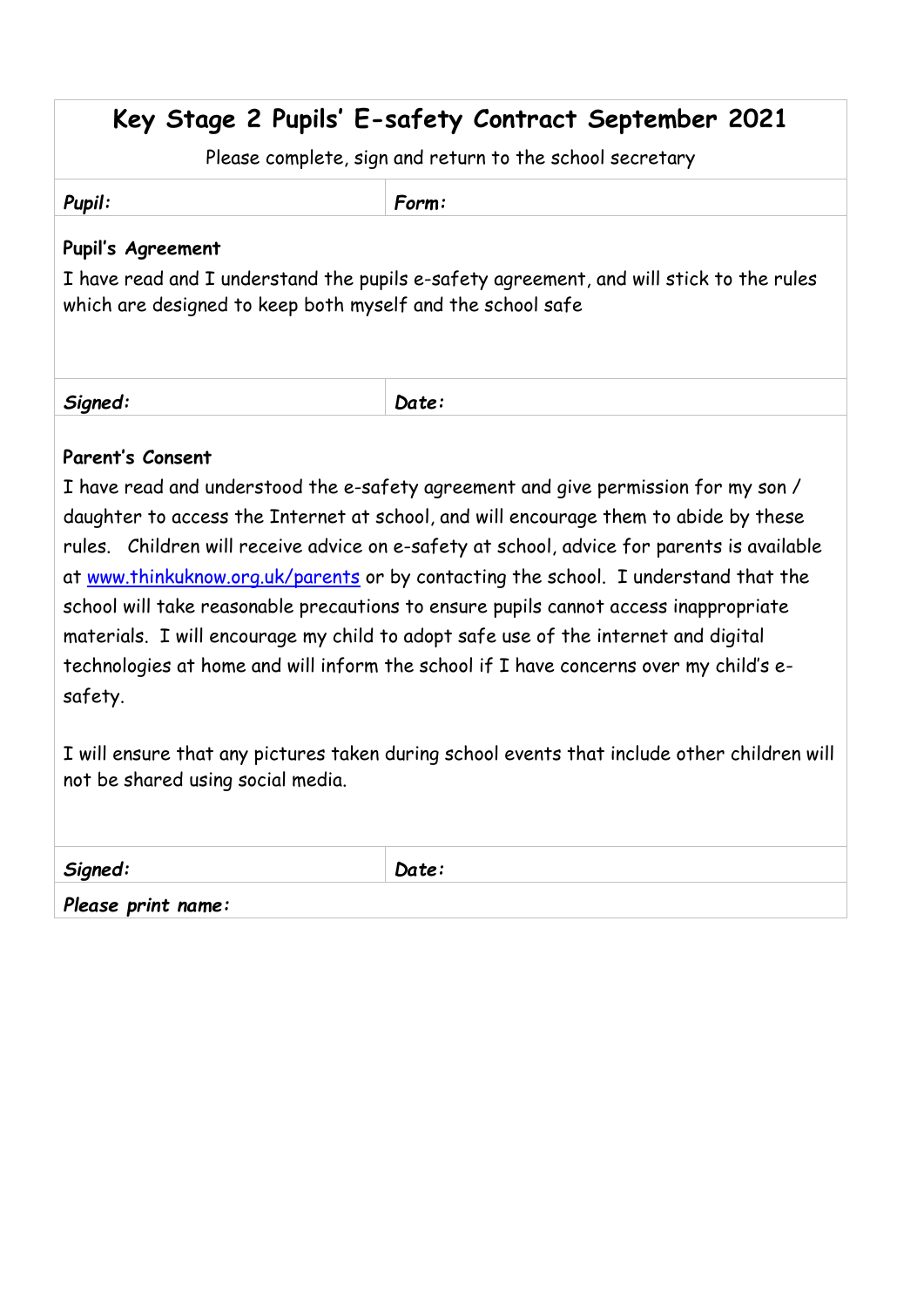# Key Stage 2 Pupils' E-safety Contract September 2021

Please complete, sign and return to the school secretary

| | |
|---|---|
| ***Pupil:*** | ***Form:*** |

**Pupil's Agreement**

I have read and I understand the pupils e-safety agreement, and will stick to the rules which are designed to keep both myself and the school safe

| | |
|---|---|
| ***Signed:*** | ***Date:*** |

**Parent's Consent**

I have read and understood the e-safety agreement and give permission for my son / daughter to access the Internet at school, and will encourage them to abide by these rules. Children will receive advice on e-safety at school, advice for parents is available at [www.thinkuknow.org.uk/parents](www.thinkuknow.org.uk/parents) or by contacting the school. I understand that the school will take reasonable precautions to ensure pupils cannot access inappropriate materials. I will encourage my child to adopt safe use of the internet and digital technologies at home and will inform the school if I have concerns over my child's e-safety.

I will ensure that any pictures taken during school events that include other children will not be shared using social media.

| | |
|---|---|
| ***Signed:*** | ***Date:*** |

***Please print name:***